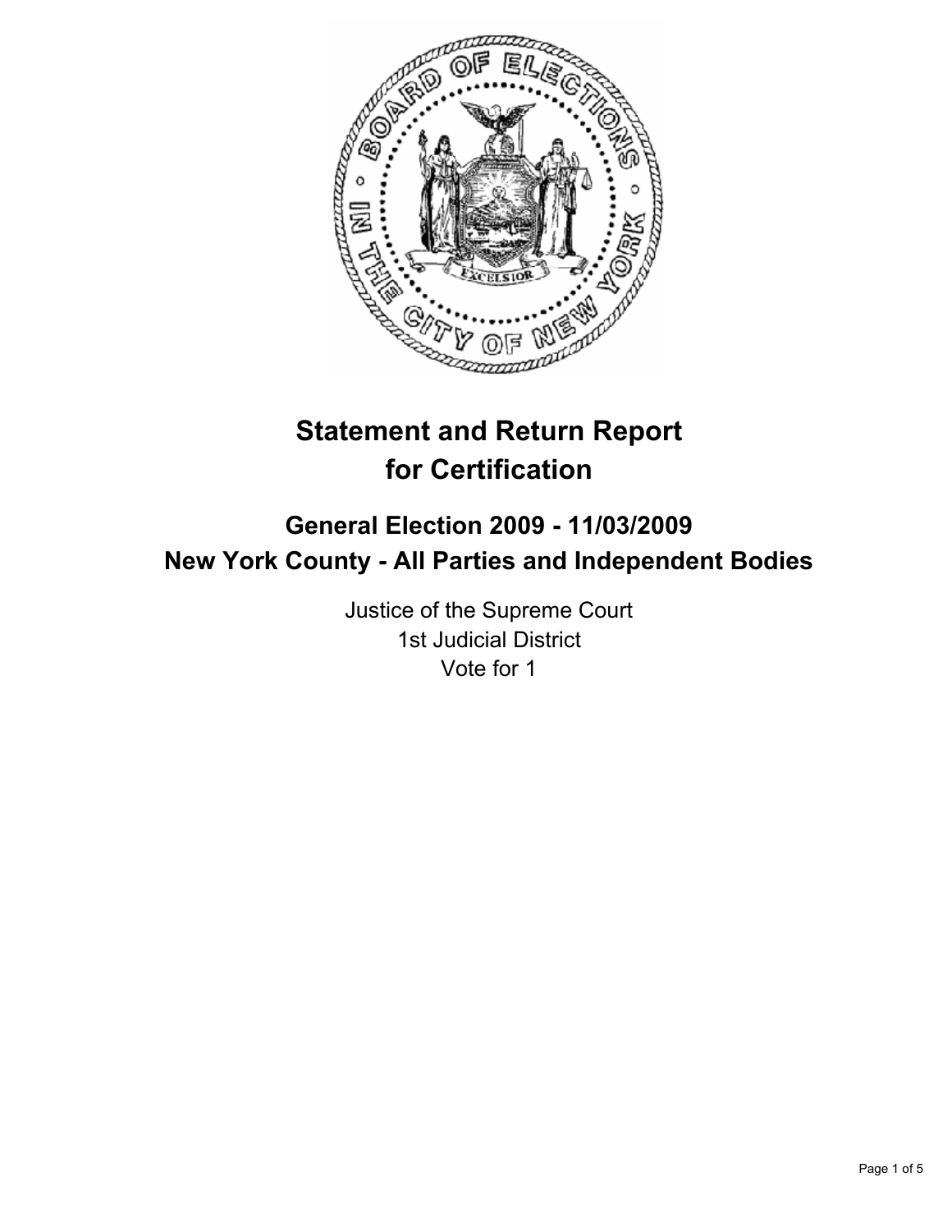# Statement and Return Report for Certification

## General Election 2009 - 11/03/2009
## New York County - All Parties and Independent Bodies

Justice of the Supreme Court
1st Judicial District
Vote for 1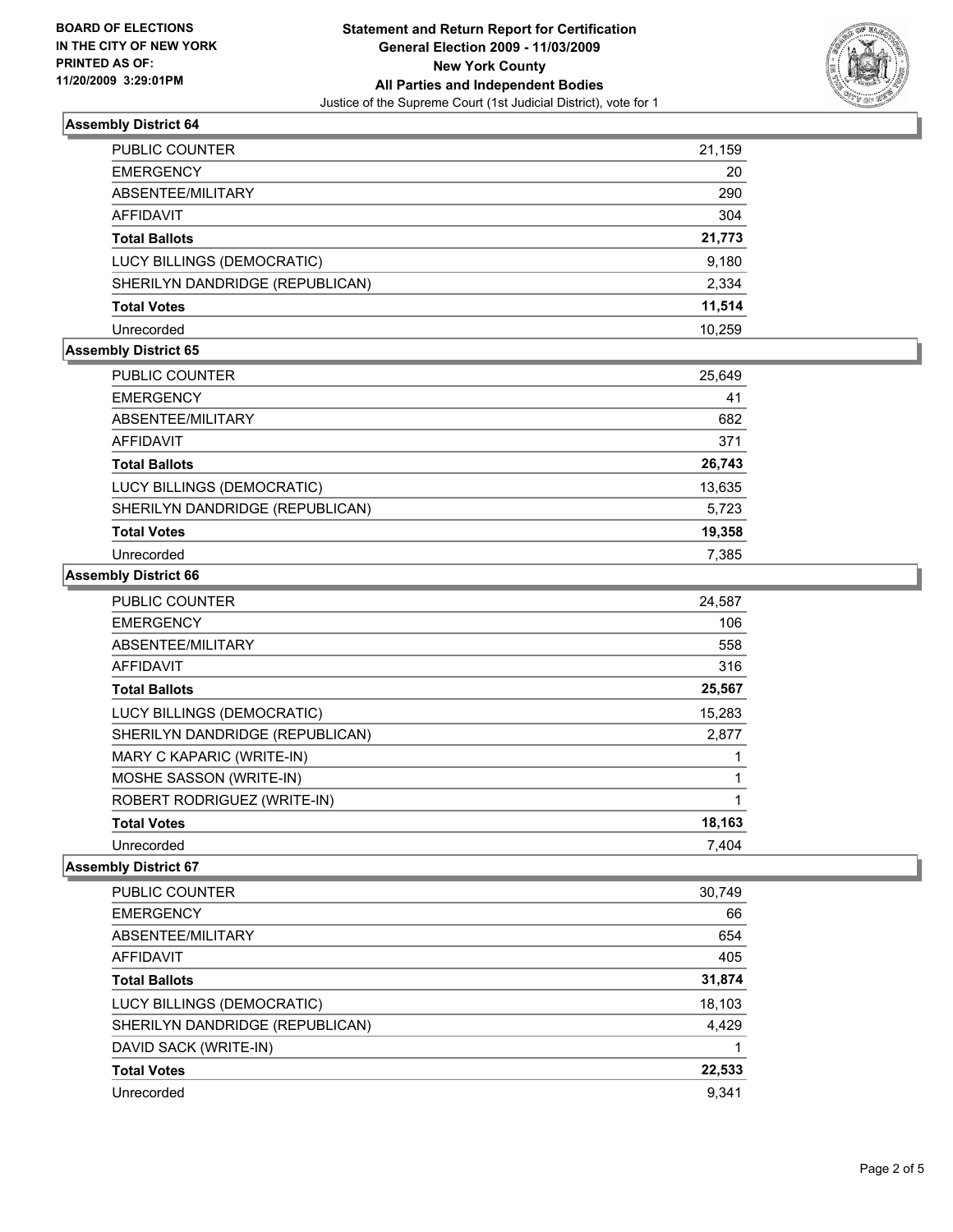**BOARD OF ELECTIONS IN THE CITY OF NEW YORK PRINTED AS OF: 11/20/2009 3:29:01PM**

**Statement and Return Report for Certification General Election 2009 - 11/03/2009 New York County All Parties and Independent Bodies**

Justice of the Supreme Court (1st Judicial District), vote for 1

### Assembly District 64

| | |
|---|---|
| PUBLIC COUNTER | 21,159 |
| EMERGENCY | 20 |
| ABSENTEE/MILITARY | 290 |
| AFFIDAVIT | 304 |
| **Total Ballots** | **21,773** |
| LUCY BILLINGS (DEMOCRATIC) | 9,180 |
| SHERILYN DANDRIDGE (REPUBLICAN) | 2,334 |
| **Total Votes** | **11,514** |
| Unrecorded | 10,259 |

### Assembly District 65

| | |
|---|---|
| PUBLIC COUNTER | 25,649 |
| EMERGENCY | 41 |
| ABSENTEE/MILITARY | 682 |
| AFFIDAVIT | 371 |
| **Total Ballots** | **26,743** |
| LUCY BILLINGS (DEMOCRATIC) | 13,635 |
| SHERILYN DANDRIDGE (REPUBLICAN) | 5,723 |
| **Total Votes** | **19,358** |
| Unrecorded | 7,385 |

### Assembly District 66

| | |
|---|---|
| PUBLIC COUNTER | 24,587 |
| EMERGENCY | 106 |
| ABSENTEE/MILITARY | 558 |
| AFFIDAVIT | 316 |
| **Total Ballots** | **25,567** |
| LUCY BILLINGS (DEMOCRATIC) | 15,283 |
| SHERILYN DANDRIDGE (REPUBLICAN) | 2,877 |
| MARY C KAPARIC (WRITE-IN) | 1 |
| MOSHE SASSON (WRITE-IN) | 1 |
| ROBERT RODRIGUEZ (WRITE-IN) | 1 |
| **Total Votes** | **18,163** |
| Unrecorded | 7,404 |

### Assembly District 67

| | |
|---|---|
| PUBLIC COUNTER | 30,749 |
| EMERGENCY | 66 |
| ABSENTEE/MILITARY | 654 |
| AFFIDAVIT | 405 |
| **Total Ballots** | **31,874** |
| LUCY BILLINGS (DEMOCRATIC) | 18,103 |
| SHERILYN DANDRIDGE (REPUBLICAN) | 4,429 |
| DAVID SACK (WRITE-IN) | 1 |
| **Total Votes** | **22,533** |
| Unrecorded | 9,341 |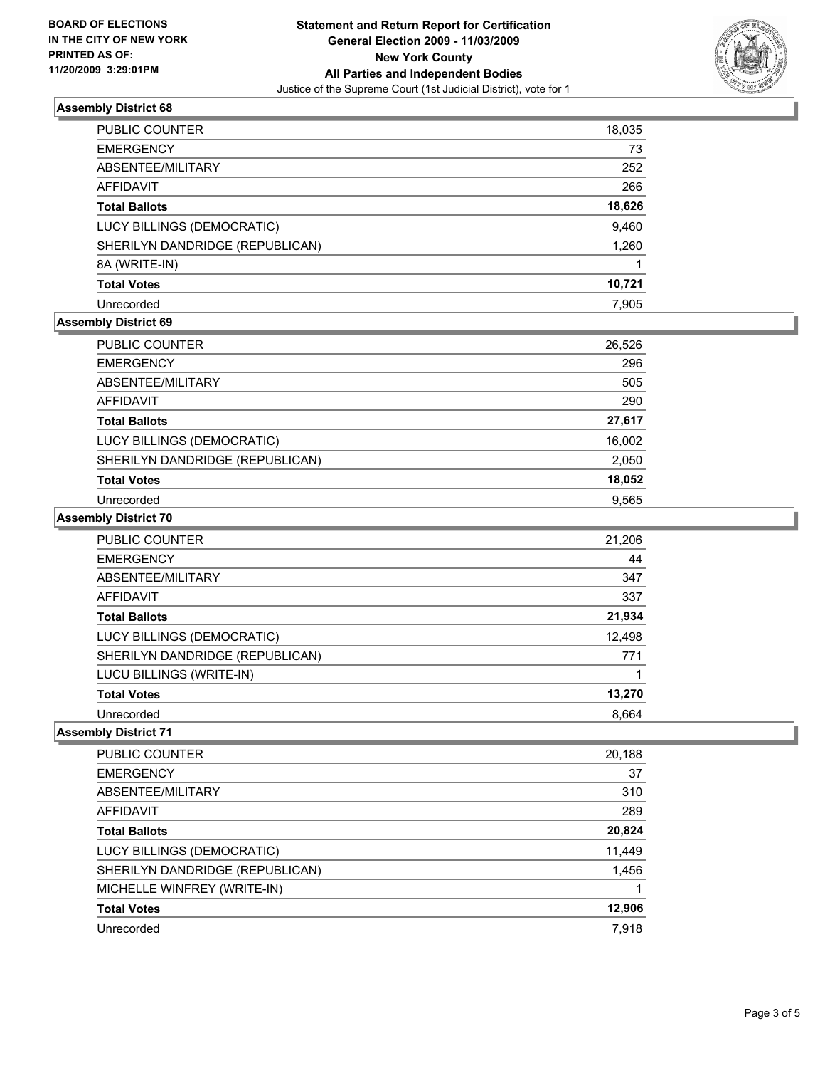**BOARD OF ELECTIONS**
**IN THE CITY OF NEW YORK**
**PRINTED AS OF:**
**11/20/2009 3:29:01PM**

**Statement and Return Report for Certification**
**General Election 2009 - 11/03/2009**
**New York County**
**All Parties and Independent Bodies**
Justice of the Supreme Court (1st Judicial District), vote for 1

### Assembly District 68

| | |
|---|---|
| PUBLIC COUNTER | 18,035 |
| EMERGENCY | 73 |
| ABSENTEE/MILITARY | 252 |
| AFFIDAVIT | 266 |
| **Total Ballots** | **18,626** |
| LUCY BILLINGS (DEMOCRATIC) | 9,460 |
| SHERILYN DANDRIDGE (REPUBLICAN) | 1,260 |
| 8A (WRITE-IN) | 1 |
| **Total Votes** | **10,721** |
| Unrecorded | 7,905 |

### Assembly District 69

| | |
|---|---|
| PUBLIC COUNTER | 26,526 |
| EMERGENCY | 296 |
| ABSENTEE/MILITARY | 505 |
| AFFIDAVIT | 290 |
| **Total Ballots** | **27,617** |
| LUCY BILLINGS (DEMOCRATIC) | 16,002 |
| SHERILYN DANDRIDGE (REPUBLICAN) | 2,050 |
| **Total Votes** | **18,052** |
| Unrecorded | 9,565 |

### Assembly District 70

| | |
|---|---|
| PUBLIC COUNTER | 21,206 |
| EMERGENCY | 44 |
| ABSENTEE/MILITARY | 347 |
| AFFIDAVIT | 337 |
| **Total Ballots** | **21,934** |
| LUCY BILLINGS (DEMOCRATIC) | 12,498 |
| SHERILYN DANDRIDGE (REPUBLICAN) | 771 |
| LUCU BILLINGS (WRITE-IN) | 1 |
| **Total Votes** | **13,270** |
| Unrecorded | 8,664 |

### Assembly District 71

| | |
|---|---|
| PUBLIC COUNTER | 20,188 |
| EMERGENCY | 37 |
| ABSENTEE/MILITARY | 310 |
| AFFIDAVIT | 289 |
| **Total Ballots** | **20,824** |
| LUCY BILLINGS (DEMOCRATIC) | 11,449 |
| SHERILYN DANDRIDGE (REPUBLICAN) | 1,456 |
| MICHELLE WINFREY (WRITE-IN) | 1 |
| **Total Votes** | **12,906** |
| Unrecorded | 7,918 |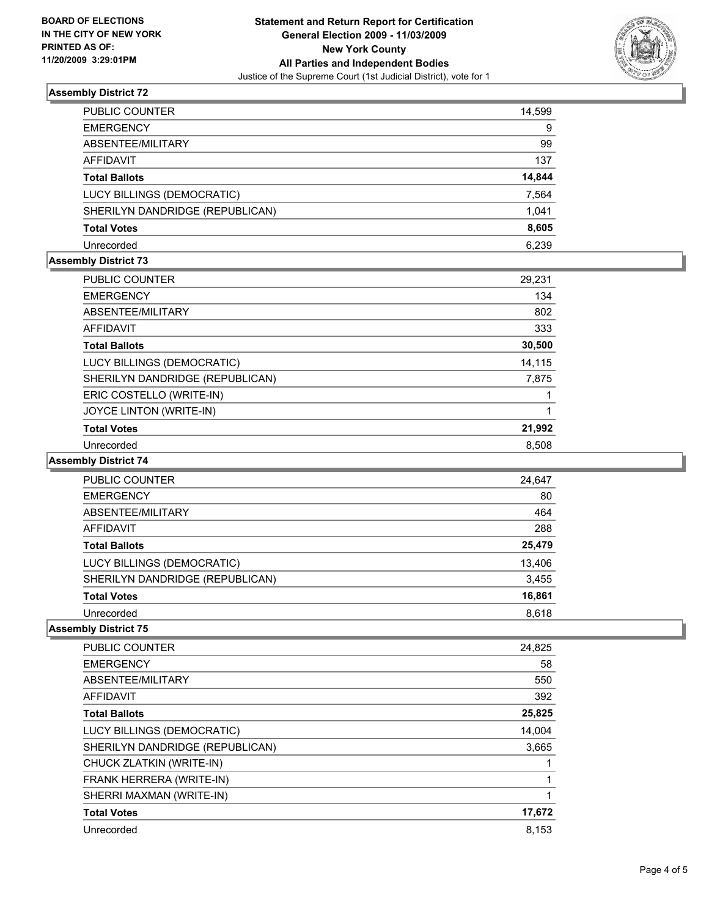**BOARD OF ELECTIONS IN THE CITY OF NEW YORK PRINTED AS OF: 11/20/2009 3:29:01PM**

**Statement and Return Report for Certification**
**General Election 2009 - 11/03/2009**
**New York County**
**All Parties and Independent Bodies**
Justice of the Supreme Court (1st Judicial District), vote for 1

### Assembly District 72

| | |
|---|---|
| PUBLIC COUNTER | 14,599 |
| EMERGENCY | 9 |
| ABSENTEE/MILITARY | 99 |
| AFFIDAVIT | 137 |
| **Total Ballots** | **14,844** |
| LUCY BILLINGS (DEMOCRATIC) | 7,564 |
| SHERILYN DANDRIDGE (REPUBLICAN) | 1,041 |
| **Total Votes** | **8,605** |
| Unrecorded | 6,239 |

### Assembly District 73

| | |
|---|---|
| PUBLIC COUNTER | 29,231 |
| EMERGENCY | 134 |
| ABSENTEE/MILITARY | 802 |
| AFFIDAVIT | 333 |
| **Total Ballots** | **30,500** |
| LUCY BILLINGS (DEMOCRATIC) | 14,115 |
| SHERILYN DANDRIDGE (REPUBLICAN) | 7,875 |
| ERIC COSTELLO (WRITE-IN) | 1 |
| JOYCE LINTON (WRITE-IN) | 1 |
| **Total Votes** | **21,992** |
| Unrecorded | 8,508 |

### Assembly District 74

| | |
|---|---|
| PUBLIC COUNTER | 24,647 |
| EMERGENCY | 80 |
| ABSENTEE/MILITARY | 464 |
| AFFIDAVIT | 288 |
| **Total Ballots** | **25,479** |
| LUCY BILLINGS (DEMOCRATIC) | 13,406 |
| SHERILYN DANDRIDGE (REPUBLICAN) | 3,455 |
| **Total Votes** | **16,861** |
| Unrecorded | 8,618 |

### Assembly District 75

| | |
|---|---|
| PUBLIC COUNTER | 24,825 |
| EMERGENCY | 58 |
| ABSENTEE/MILITARY | 550 |
| AFFIDAVIT | 392 |
| **Total Ballots** | **25,825** |
| LUCY BILLINGS (DEMOCRATIC) | 14,004 |
| SHERILYN DANDRIDGE (REPUBLICAN) | 3,665 |
| CHUCK ZLATKIN (WRITE-IN) | 1 |
| FRANK HERRERA (WRITE-IN) | 1 |
| SHERRI MAXMAN (WRITE-IN) | 1 |
| **Total Votes** | **17,672** |
| Unrecorded | 8,153 |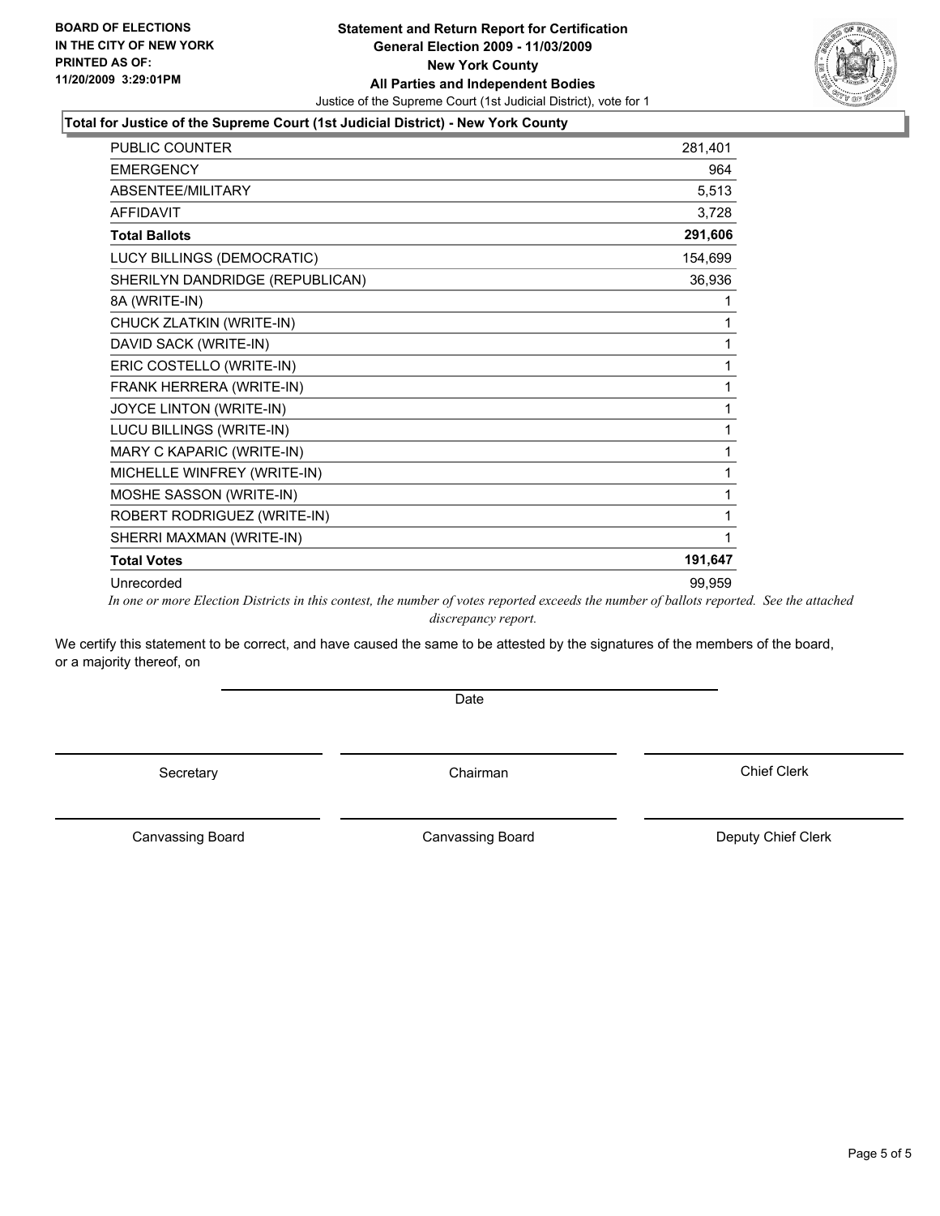**BOARD OF ELECTIONS IN THE CITY OF NEW YORK PRINTED AS OF: 11/20/2009 3:29:01PM**

# Statement and Return Report for Certification
## General Election 2009 - 11/03/2009
## New York County
## All Parties and Independent Bodies

Justice of the Supreme Court (1st Judicial District), vote for 1

### Total for Justice of the Supreme Court (1st Judicial District) - New York County

| | |
|---|---|
| PUBLIC COUNTER | 281,401 |
| EMERGENCY | 964 |
| ABSENTEE/MILITARY | 5,513 |
| AFFIDAVIT | 3,728 |
| **Total Ballots** | **291,606** |
| LUCY BILLINGS (DEMOCRATIC) | 154,699 |
| SHERILYN DANDRIDGE (REPUBLICAN) | 36,936 |
| 8A (WRITE-IN) | 1 |
| CHUCK ZLATKIN (WRITE-IN) | 1 |
| DAVID SACK (WRITE-IN) | 1 |
| ERIC COSTELLO (WRITE-IN) | 1 |
| FRANK HERRERA (WRITE-IN) | 1 |
| JOYCE LINTON (WRITE-IN) | 1 |
| LUCU BILLINGS (WRITE-IN) | 1 |
| MARY C KAPARIC (WRITE-IN) | 1 |
| MICHELLE WINFREY (WRITE-IN) | 1 |
| MOSHE SASSON (WRITE-IN) | 1 |
| ROBERT RODRIGUEZ (WRITE-IN) | 1 |
| SHERRI MAXMAN (WRITE-IN) | 1 |
| **Total Votes** | **191,647** |
| Unrecorded | 99,959 |

*In one or more Election Districts in this contest, the number of votes reported exceeds the number of ballots reported. See the attached discrepancy report.*

We certify this statement to be correct, and have caused the same to be attested by the signatures of the members of the board, or a majority thereof, on

Date

Secretary

Chairman

Chief Clerk

Canvassing Board

Canvassing Board

Deputy Chief Clerk